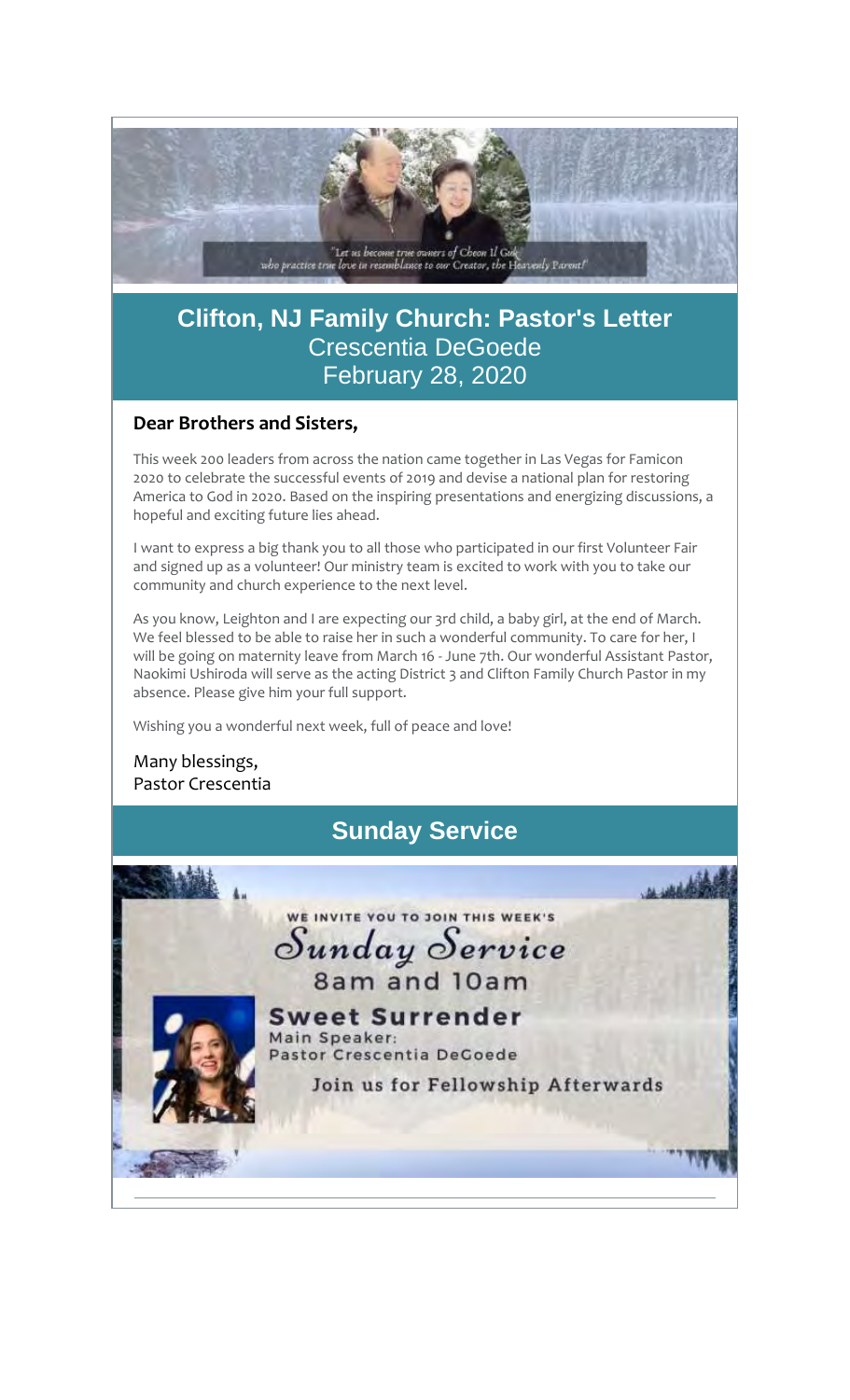"Let us become true owners of Cheon Il Guk who practice true love in resemblance to our Creator, the Heavenly Parent!"

# Clifton, NJ Family Church: Pastor's Letter

Crescentia DeGoede

February 28, 2020

**Dear Brothers and Sisters,**

This week 200 leaders from across the nation came together in Las Vegas for Famicon 2020 to celebrate the successful events of 2019 and devise a national plan for restoring America to God in 2020. Based on the inspiring presentations and energizing discussions, a hopeful and exciting future lies ahead.

I want to express a big thank you to all those who participated in our first Volunteer Fair and signed up as a volunteer! Our ministry team is excited to work with you to take our community and church experience to the next level.

As you know, Leighton and I are expecting our 3rd child, a baby girl, at the end of March. We feel blessed to be able to raise her in such a wonderful community. To care for her, I will be going on maternity leave from March 16 - June 7th. Our wonderful Assistant Pastor, Naokimi Ushiroda will serve as the acting District 3 and Clifton Family Church Pastor in my absence. Please give him your full support.

Wishing you a wonderful next week, full of peace and love!

Many blessings,
Pastor Crescentia

## Sunday Service

WE INVITE YOU TO JOIN THIS WEEK'S

*Sunday Service*

8am and 10am

**Sweet Surrender**

Main Speaker:
Pastor Crescentia DeGoede

Join us for Fellowship Afterwards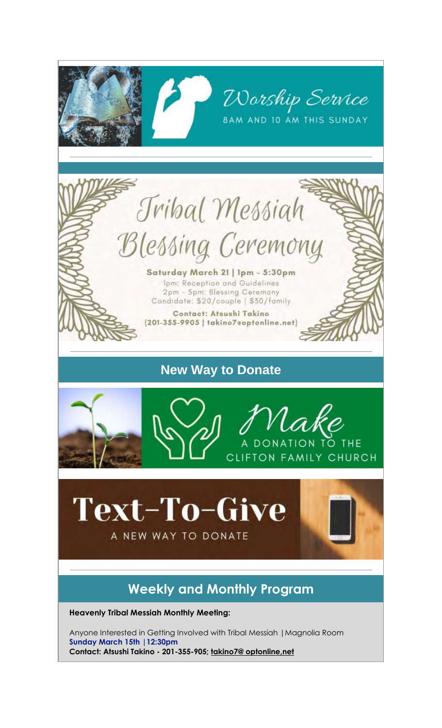## Worship Service

8AM AND 10 AM THIS SUNDAY

---

## Tribal Messiah Blessing Ceremony

**Saturday March 21 | 1pm - 5:30pm**

1pm: Reception and Guidelines
2pm - 5pm: Blessing Ceremony
Candidate: $20/couple | $30/family

**Contact: Atsushi Takino**
**(201-355-9905 | takino7@optonline.net)**

---

## New Way to Donate

Make A DONATION TO THE CLIFTON FAMILY CHURCH

**Text-To-Give**

A NEW WAY TO DONATE

---

## Weekly and Monthly Program

**Heavenly Tribal Messiah Monthly Meeting:**

Anyone Interested in Getting Involved with Tribal Messiah | Magnolia Room
**Sunday March 15th | 12:30pm**
**Contact: Atsushi Takino - 201-355-905; takino7@ optonline,net**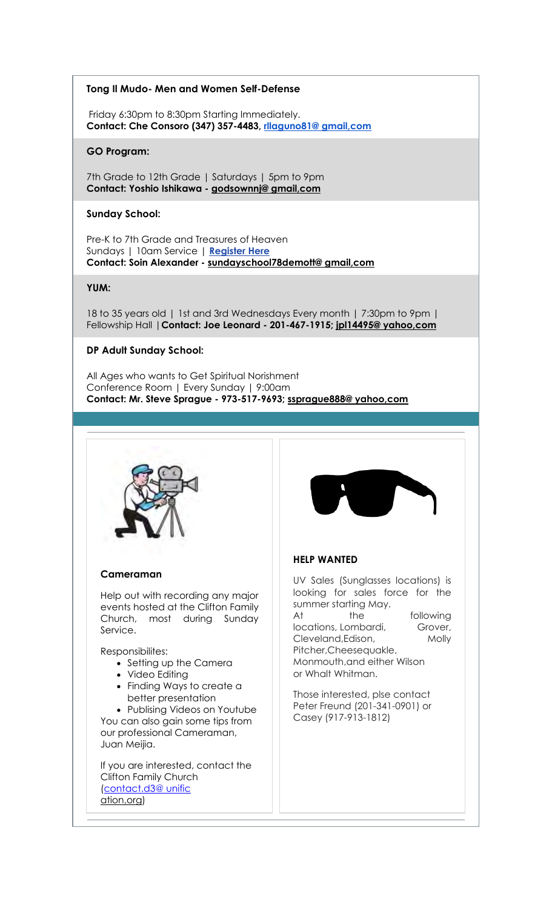**Tong Il Mudo- Men and Women Self-Defense**

Friday 6:30pm to 8:30pm Starting Immediately.
**Contact: Che Consoro (347) 357-4483, rllaguno81@ gmail,com**

**GO Program:**

7th Grade to 12th Grade | Saturdays | 5pm to 9pm
**Contact: Yoshio Ishikawa - godsownnj@ gmail,com**

**Sunday School:**

Pre-K to 7th Grade and Treasures of Heaven
Sundays | 10am Service | **Register Here**
**Contact: Soin Alexander - sundayschool78demott@ gmail,com**

**YUM:**

18 to 35 years old | 1st and 3rd Wednesdays Every month | 7:30pm to 9pm | Fellowship Hall | **Contact: Joe Leonard - 201-467-1915; jpl14495@ yahoo,com**

**DP Adult Sunday School:**

All Ages who wants to Get Spiritual Norishment
Conference Room | Every Sunday | 9:00am
**Contact: Mr. Steve Sprague - 973-517-9693; ssprague888@ yahoo,com**

**Cameraman**

Help out with recording any major events hosted at the Clifton Family Church, most during Sunday Service.

Responsibilites:

- Setting up the Camera
- Video Editing
- Finding Ways to create a better presentation
- Publising Videos on Youtube

You can also gain some tips from our professional Cameraman, Juan Meijia.

If you are interested, contact the Clifton Family Church (contact.d3@ unification,org)

**HELP WANTED**

UV Sales (Sunglasses locations) is looking for sales force for the summer starting May.
At the following locations, Lombardi, Grover, Cleveland,Edison, Molly Pitcher,Cheesequakle, Monmouth,and either Wilson or Whalt Whitman.

Those interested, plse contact Peter Freund (201-341-0901) or Casey (917-913-1812)